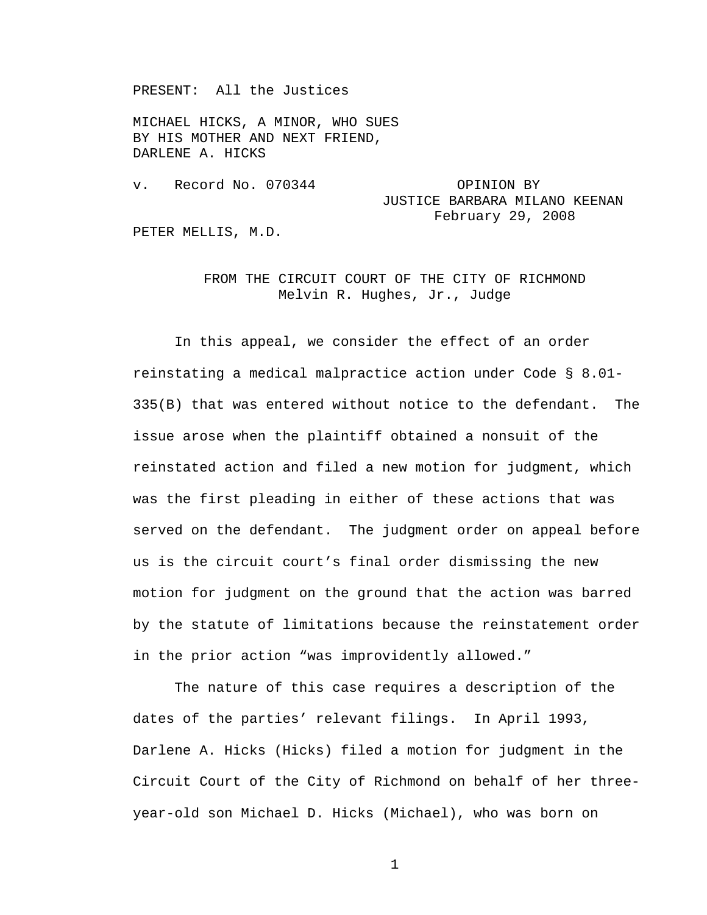PRESENT: All the Justices

MICHAEL HICKS, A MINOR, WHO SUES
BY HIS MOTHER AND NEXT FRIEND,
DARLENE A. HICKS

v. Record No. 070344

OPINION BY
JUSTICE BARBARA MILANO KEENAN
February 29, 2008

PETER MELLIS, M.D.

FROM THE CIRCUIT COURT OF THE CITY OF RICHMOND
Melvin R. Hughes, Jr., Judge

In this appeal, we consider the effect of an order reinstating a medical malpractice action under Code § 8.01-335(B) that was entered without notice to the defendant. The issue arose when the plaintiff obtained a nonsuit of the reinstated action and filed a new motion for judgment, which was the first pleading in either of these actions that was served on the defendant. The judgment order on appeal before us is the circuit court's final order dismissing the new motion for judgment on the ground that the action was barred by the statute of limitations because the reinstatement order in the prior action "was improvidently allowed."

The nature of this case requires a description of the dates of the parties' relevant filings. In April 1993, Darlene A. Hicks (Hicks) filed a motion for judgment in the Circuit Court of the City of Richmond on behalf of her three-year-old son Michael D. Hicks (Michael), who was born on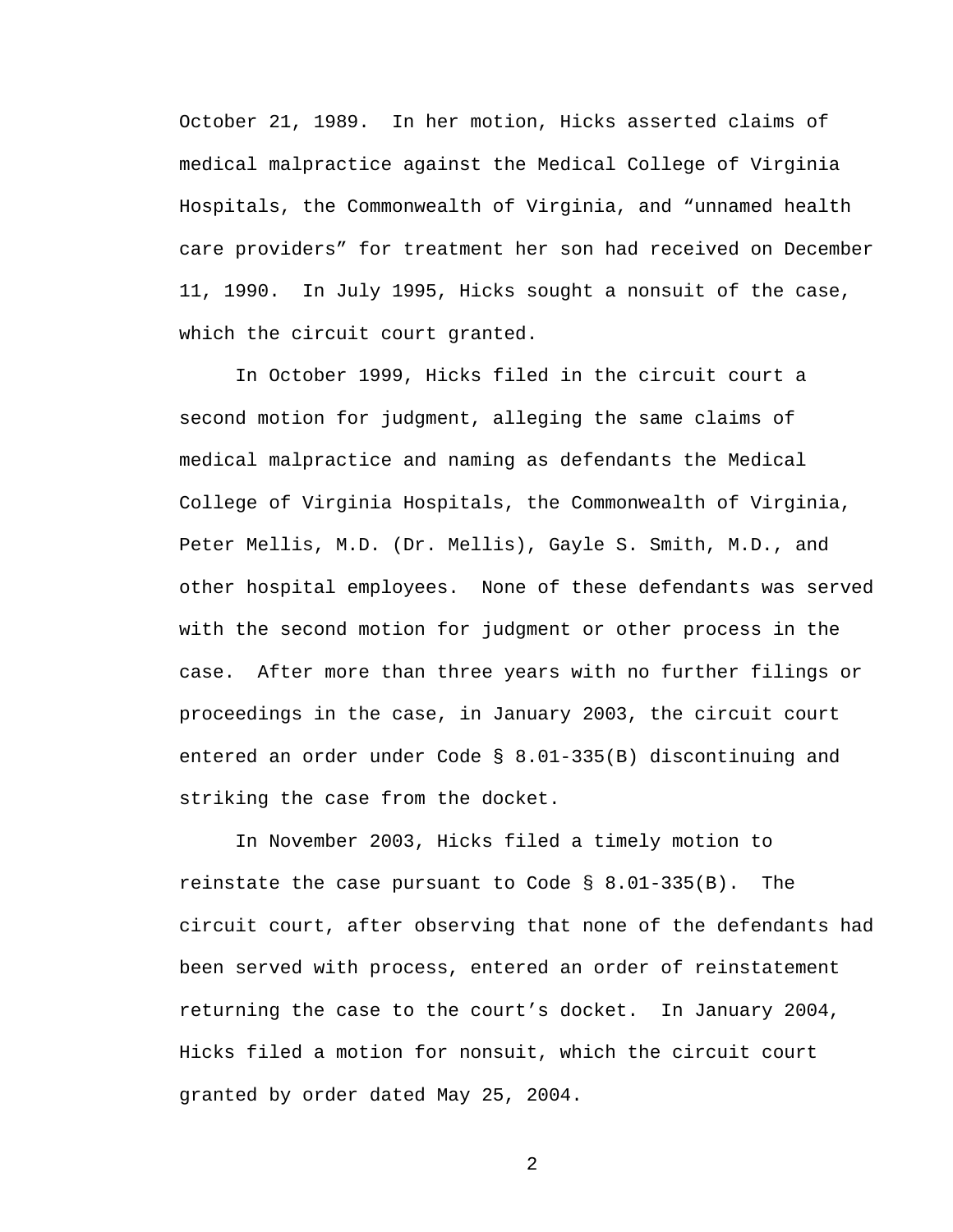October 21, 1989. In her motion, Hicks asserted claims of medical malpractice against the Medical College of Virginia Hospitals, the Commonwealth of Virginia, and “unnamed health care providers” for treatment her son had received on December 11, 1990. In July 1995, Hicks sought a nonsuit of the case, which the circuit court granted.

In October 1999, Hicks filed in the circuit court a second motion for judgment, alleging the same claims of medical malpractice and naming as defendants the Medical College of Virginia Hospitals, the Commonwealth of Virginia, Peter Mellis, M.D. (Dr. Mellis), Gayle S. Smith, M.D., and other hospital employees. None of these defendants was served with the second motion for judgment or other process in the case. After more than three years with no further filings or proceedings in the case, in January 2003, the circuit court entered an order under Code § 8.01-335(B) discontinuing and striking the case from the docket.

In November 2003, Hicks filed a timely motion to reinstate the case pursuant to Code § 8.01-335(B). The circuit court, after observing that none of the defendants had been served with process, entered an order of reinstatement returning the case to the court’s docket. In January 2004, Hicks filed a motion for nonsuit, which the circuit court granted by order dated May 25, 2004.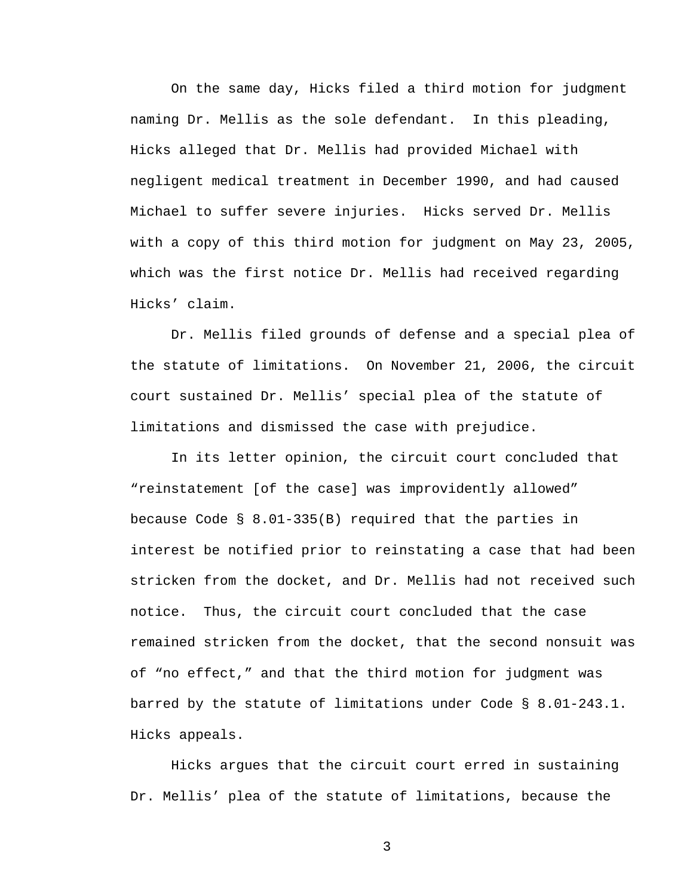On the same day, Hicks filed a third motion for judgment naming Dr. Mellis as the sole defendant. In this pleading, Hicks alleged that Dr. Mellis had provided Michael with negligent medical treatment in December 1990, and had caused Michael to suffer severe injuries. Hicks served Dr. Mellis with a copy of this third motion for judgment on May 23, 2005, which was the first notice Dr. Mellis had received regarding Hicks' claim.

Dr. Mellis filed grounds of defense and a special plea of the statute of limitations. On November 21, 2006, the circuit court sustained Dr. Mellis' special plea of the statute of limitations and dismissed the case with prejudice.

In its letter opinion, the circuit court concluded that "reinstatement [of the case] was improvidently allowed" because Code § 8.01-335(B) required that the parties in interest be notified prior to reinstating a case that had been stricken from the docket, and Dr. Mellis had not received such notice. Thus, the circuit court concluded that the case remained stricken from the docket, that the second nonsuit was of "no effect," and that the third motion for judgment was barred by the statute of limitations under Code § 8.01-243.1. Hicks appeals.

Hicks argues that the circuit court erred in sustaining Dr. Mellis' plea of the statute of limitations, because the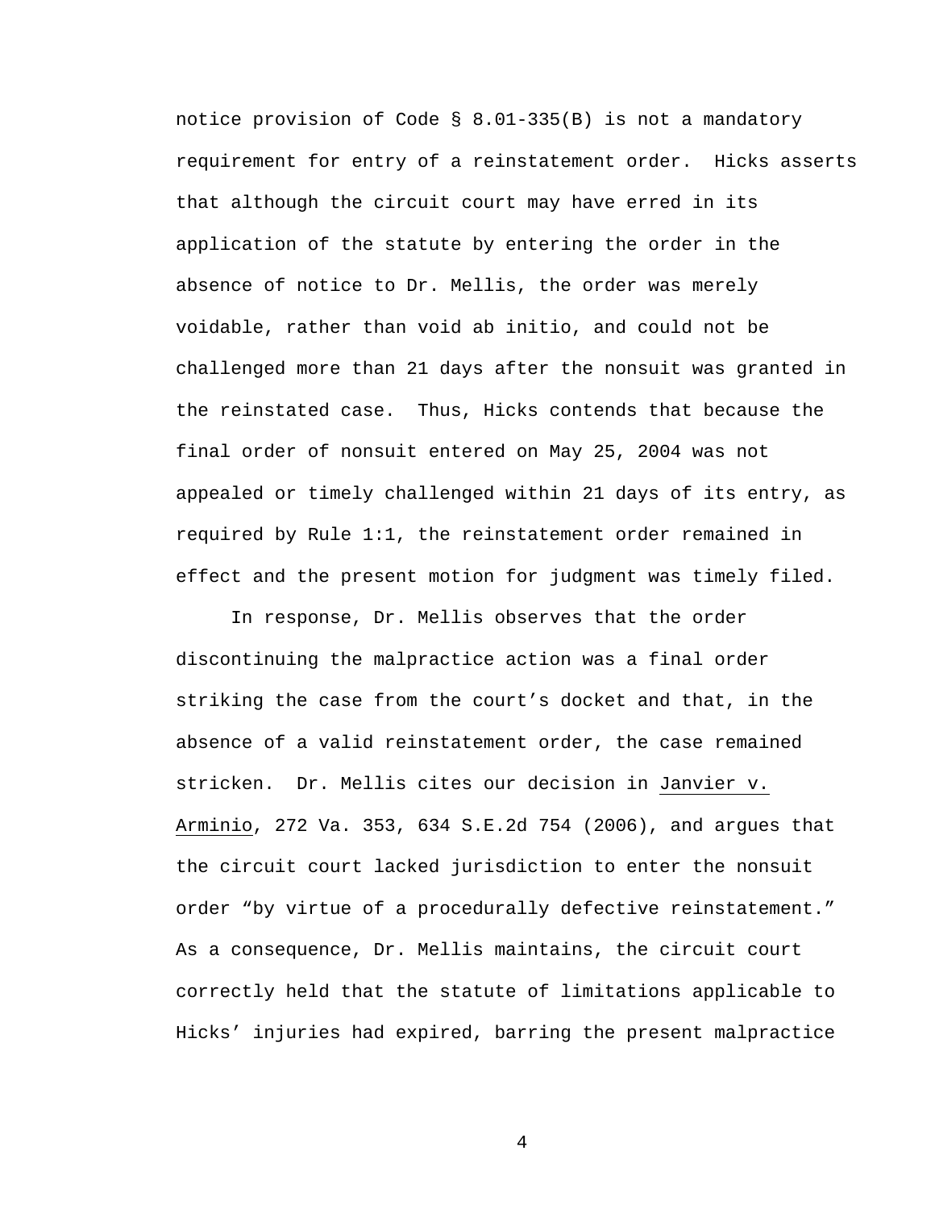notice provision of Code § 8.01-335(B) is not a mandatory requirement for entry of a reinstatement order. Hicks asserts that although the circuit court may have erred in its application of the statute by entering the order in the absence of notice to Dr. Mellis, the order was merely voidable, rather than void ab initio, and could not be challenged more than 21 days after the nonsuit was granted in the reinstated case. Thus, Hicks contends that because the final order of nonsuit entered on May 25, 2004 was not appealed or timely challenged within 21 days of its entry, as required by Rule 1:1, the reinstatement order remained in effect and the present motion for judgment was timely filed.

In response, Dr. Mellis observes that the order discontinuing the malpractice action was a final order striking the case from the court's docket and that, in the absence of a valid reinstatement order, the case remained stricken. Dr. Mellis cites our decision in Janvier v. Arminio, 272 Va. 353, 634 S.E.2d 754 (2006), and argues that the circuit court lacked jurisdiction to enter the nonsuit order "by virtue of a procedurally defective reinstatement." As a consequence, Dr. Mellis maintains, the circuit court correctly held that the statute of limitations applicable to Hicks' injuries had expired, barring the present malpractice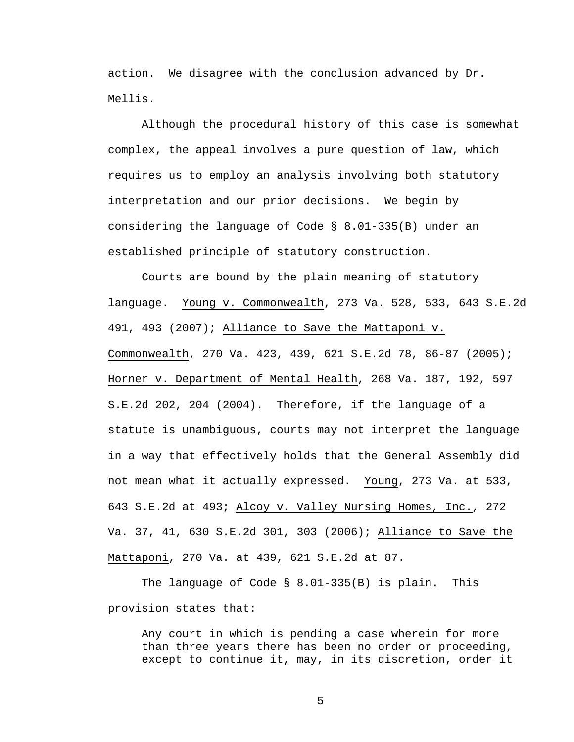action. We disagree with the conclusion advanced by Dr. Mellis.

Although the procedural history of this case is somewhat complex, the appeal involves a pure question of law, which requires us to employ an analysis involving both statutory interpretation and our prior decisions. We begin by considering the language of Code § 8.01-335(B) under an established principle of statutory construction.

Courts are bound by the plain meaning of statutory language. Young v. Commonwealth, 273 Va. 528, 533, 643 S.E.2d 491, 493 (2007); Alliance to Save the Mattaponi v. Commonwealth, 270 Va. 423, 439, 621 S.E.2d 78, 86-87 (2005); Horner v. Department of Mental Health, 268 Va. 187, 192, 597 S.E.2d 202, 204 (2004). Therefore, if the language of a statute is unambiguous, courts may not interpret the language in a way that effectively holds that the General Assembly did not mean what it actually expressed. Young, 273 Va. at 533, 643 S.E.2d at 493; Alcoy v. Valley Nursing Homes, Inc., 272 Va. 37, 41, 630 S.E.2d 301, 303 (2006); Alliance to Save the Mattaponi, 270 Va. at 439, 621 S.E.2d at 87.

The language of Code § 8.01-335(B) is plain. This provision states that:

> Any court in which is pending a case wherein for more than three years there has been no order or proceeding, except to continue it, may, in its discretion, order it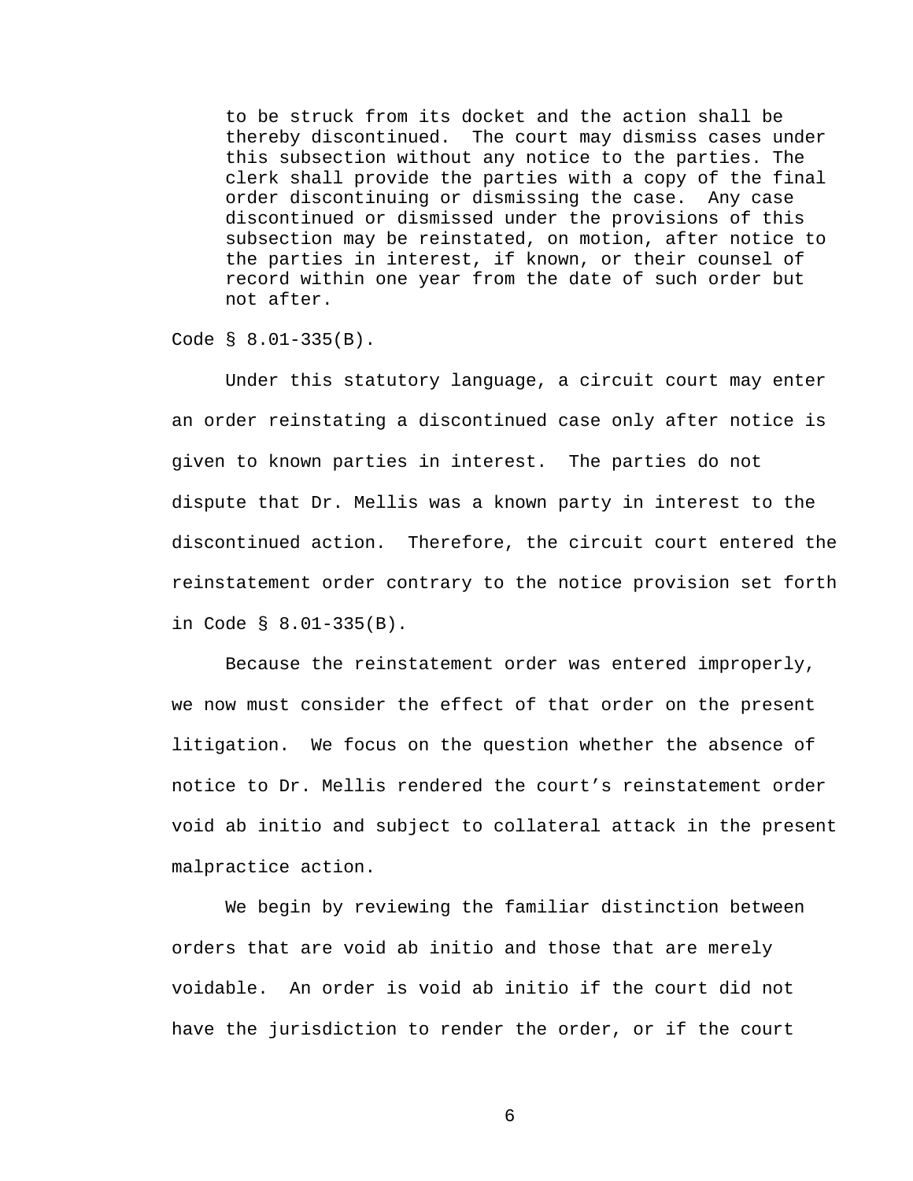> to be struck from its docket and the action shall be thereby discontinued. The court may dismiss cases under this subsection without any notice to the parties. The clerk shall provide the parties with a copy of the final order discontinuing or dismissing the case. Any case discontinued or dismissed under the provisions of this subsection may be reinstated, on motion, after notice to the parties in interest, if known, or their counsel of record within one year from the date of such order but not after.

Code § 8.01-335(B).

Under this statutory language, a circuit court may enter an order reinstating a discontinued case only after notice is given to known parties in interest. The parties do not dispute that Dr. Mellis was a known party in interest to the discontinued action. Therefore, the circuit court entered the reinstatement order contrary to the notice provision set forth in Code § 8.01-335(B).

Because the reinstatement order was entered improperly, we now must consider the effect of that order on the present litigation. We focus on the question whether the absence of notice to Dr. Mellis rendered the court's reinstatement order void ab initio and subject to collateral attack in the present malpractice action.

We begin by reviewing the familiar distinction between orders that are void ab initio and those that are merely voidable. An order is void ab initio if the court did not have the jurisdiction to render the order, or if the court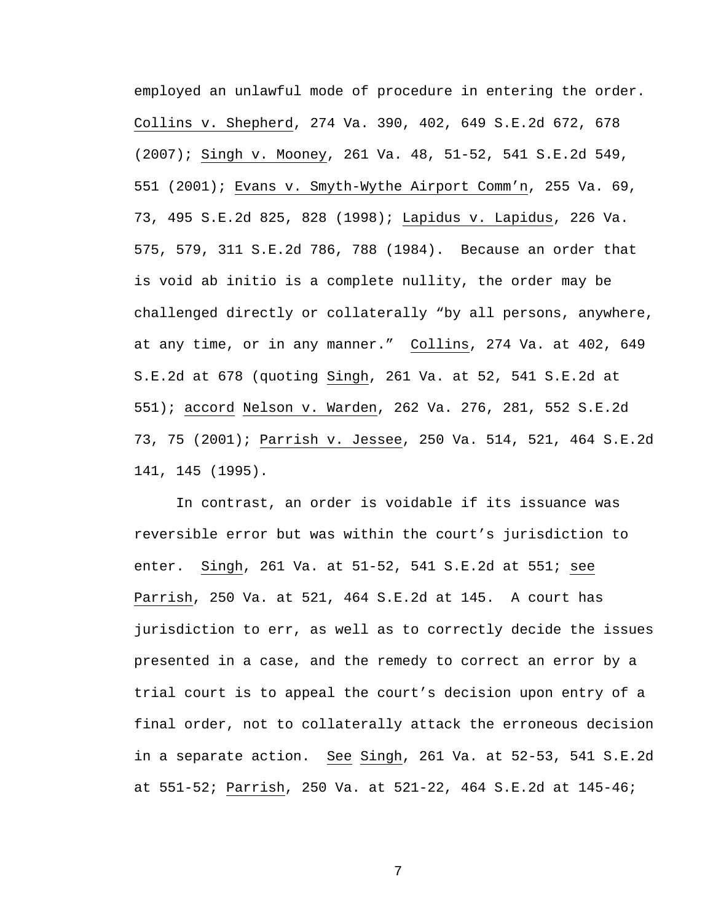employed an unlawful mode of procedure in entering the order. Collins v. Shepherd, 274 Va. 390, 402, 649 S.E.2d 672, 678 (2007); Singh v. Mooney, 261 Va. 48, 51-52, 541 S.E.2d 549, 551 (2001); Evans v. Smyth-Wythe Airport Comm'n, 255 Va. 69, 73, 495 S.E.2d 825, 828 (1998); Lapidus v. Lapidus, 226 Va. 575, 579, 311 S.E.2d 786, 788 (1984). Because an order that is void ab initio is a complete nullity, the order may be challenged directly or collaterally "by all persons, anywhere, at any time, or in any manner." Collins, 274 Va. at 402, 649 S.E.2d at 678 (quoting Singh, 261 Va. at 52, 541 S.E.2d at 551); accord Nelson v. Warden, 262 Va. 276, 281, 552 S.E.2d 73, 75 (2001); Parrish v. Jessee, 250 Va. 514, 521, 464 S.E.2d 141, 145 (1995).

In contrast, an order is voidable if its issuance was reversible error but was within the court's jurisdiction to enter. Singh, 261 Va. at 51-52, 541 S.E.2d at 551; see Parrish, 250 Va. at 521, 464 S.E.2d at 145. A court has jurisdiction to err, as well as to correctly decide the issues presented in a case, and the remedy to correct an error by a trial court is to appeal the court's decision upon entry of a final order, not to collaterally attack the erroneous decision in a separate action. See Singh, 261 Va. at 52-53, 541 S.E.2d at 551-52; Parrish, 250 Va. at 521-22, 464 S.E.2d at 145-46;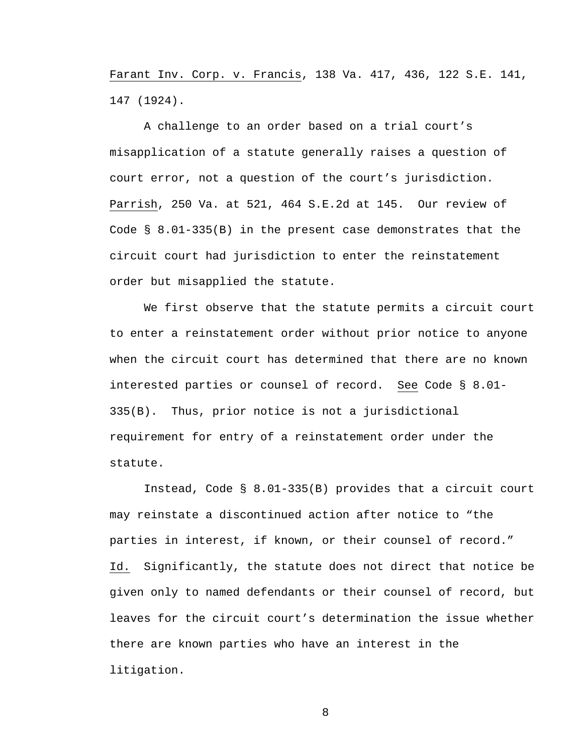Farant Inv. Corp. v. Francis, 138 Va. 417, 436, 122 S.E. 141, 147 (1924).

A challenge to an order based on a trial court's misapplication of a statute generally raises a question of court error, not a question of the court's jurisdiction. Parrish, 250 Va. at 521, 464 S.E.2d at 145. Our review of Code § 8.01-335(B) in the present case demonstrates that the circuit court had jurisdiction to enter the reinstatement order but misapplied the statute.

We first observe that the statute permits a circuit court to enter a reinstatement order without prior notice to anyone when the circuit court has determined that there are no known interested parties or counsel of record. See Code § 8.01-335(B). Thus, prior notice is not a jurisdictional requirement for entry of a reinstatement order under the statute.

Instead, Code § 8.01-335(B) provides that a circuit court may reinstate a discontinued action after notice to "the parties in interest, if known, or their counsel of record." Id. Significantly, the statute does not direct that notice be given only to named defendants or their counsel of record, but leaves for the circuit court's determination the issue whether there are known parties who have an interest in the litigation.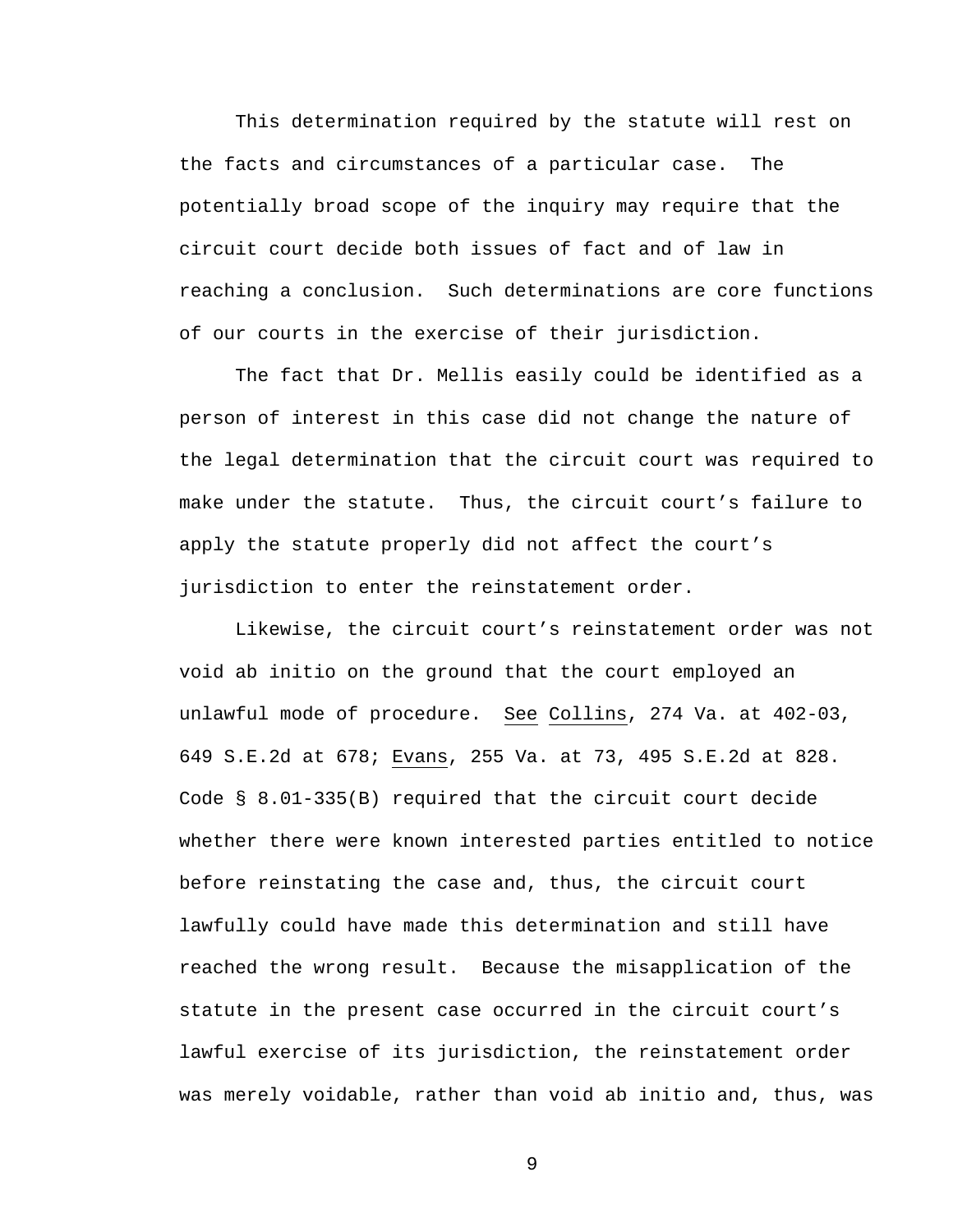This determination required by the statute will rest on the facts and circumstances of a particular case. The potentially broad scope of the inquiry may require that the circuit court decide both issues of fact and of law in reaching a conclusion. Such determinations are core functions of our courts in the exercise of their jurisdiction.

The fact that Dr. Mellis easily could be identified as a person of interest in this case did not change the nature of the legal determination that the circuit court was required to make under the statute. Thus, the circuit court's failure to apply the statute properly did not affect the court's jurisdiction to enter the reinstatement order.

Likewise, the circuit court's reinstatement order was not void ab initio on the ground that the court employed an unlawful mode of procedure. See Collins, 274 Va. at 402-03, 649 S.E.2d at 678; Evans, 255 Va. at 73, 495 S.E.2d at 828. Code § 8.01-335(B) required that the circuit court decide whether there were known interested parties entitled to notice before reinstating the case and, thus, the circuit court lawfully could have made this determination and still have reached the wrong result. Because the misapplication of the statute in the present case occurred in the circuit court's lawful exercise of its jurisdiction, the reinstatement order was merely voidable, rather than void ab initio and, thus, was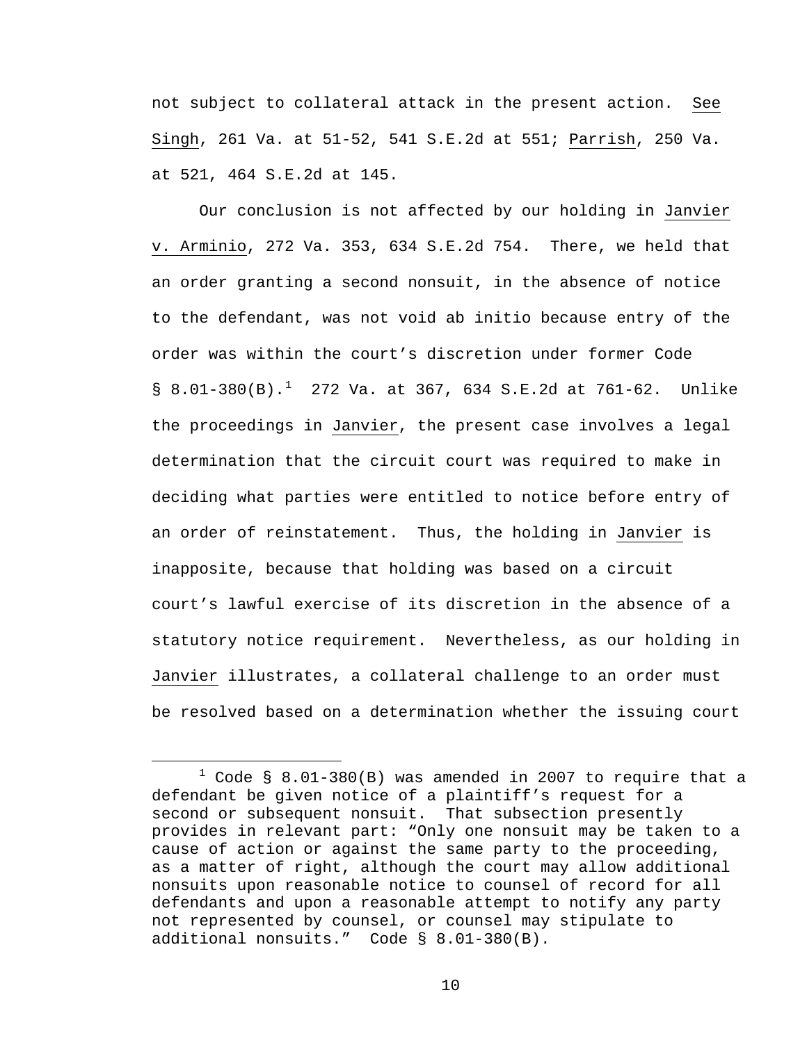not subject to collateral attack in the present action. See Singh, 261 Va. at 51-52, 541 S.E.2d at 551; Parrish, 250 Va. at 521, 464 S.E.2d at 145.

Our conclusion is not affected by our holding in Janvier v. Arminio, 272 Va. 353, 634 S.E.2d 754. There, we held that an order granting a second nonsuit, in the absence of notice to the defendant, was not void ab initio because entry of the order was within the court's discretion under former Code § 8.01-380(B).[1] 272 Va. at 367, 634 S.E.2d at 761-62. Unlike the proceedings in Janvier, the present case involves a legal determination that the circuit court was required to make in deciding what parties were entitled to notice before entry of an order of reinstatement. Thus, the holding in Janvier is inapposite, because that holding was based on a circuit court's lawful exercise of its discretion in the absence of a statutory notice requirement. Nevertheless, as our holding in Janvier illustrates, a collateral challenge to an order must be resolved based on a determination whether the issuing court

[1] Code § 8.01-380(B) was amended in 2007 to require that a defendant be given notice of a plaintiff's request for a second or subsequent nonsuit. That subsection presently provides in relevant part: "Only one nonsuit may be taken to a cause of action or against the same party to the proceeding, as a matter of right, although the court may allow additional nonsuits upon reasonable notice to counsel of record for all defendants and upon a reasonable attempt to notify any party not represented by counsel, or counsel may stipulate to additional nonsuits." Code § 8.01-380(B).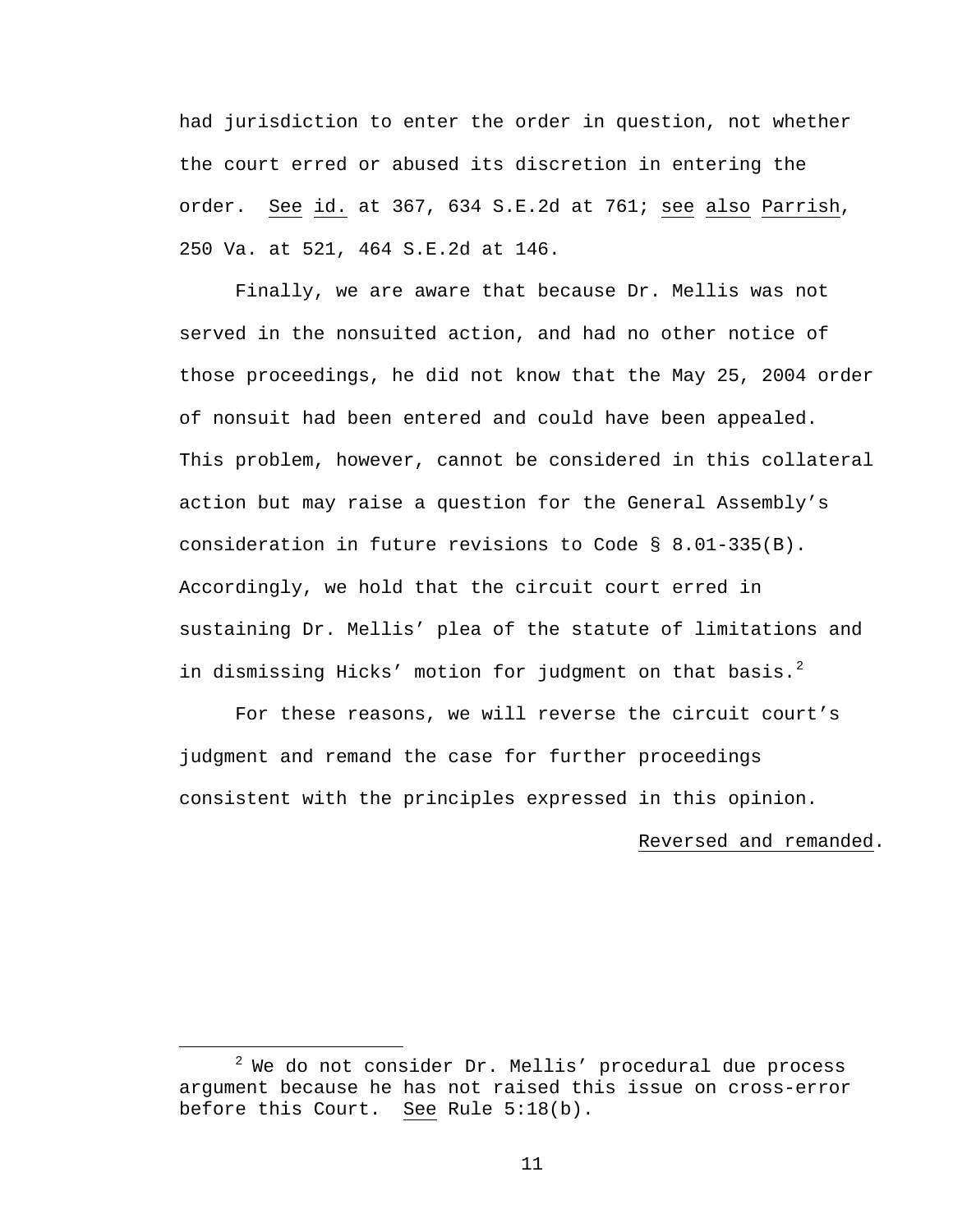had jurisdiction to enter the order in question, not whether the court erred or abused its discretion in entering the order. See id. at 367, 634 S.E.2d at 761; see also Parrish, 250 Va. at 521, 464 S.E.2d at 146.

Finally, we are aware that because Dr. Mellis was not served in the nonsuited action, and had no other notice of those proceedings, he did not know that the May 25, 2004 order of nonsuit had been entered and could have been appealed. This problem, however, cannot be considered in this collateral action but may raise a question for the General Assembly's consideration in future revisions to Code § 8.01-335(B). Accordingly, we hold that the circuit court erred in sustaining Dr. Mellis' plea of the statute of limitations and in dismissing Hicks' motion for judgment on that basis.[2]

For these reasons, we will reverse the circuit court's judgment and remand the case for further proceedings consistent with the principles expressed in this opinion.

Reversed and remanded.

---

[2] We do not consider Dr. Mellis' procedural due process argument because he has not raised this issue on cross-error before this Court. See Rule 5:18(b).